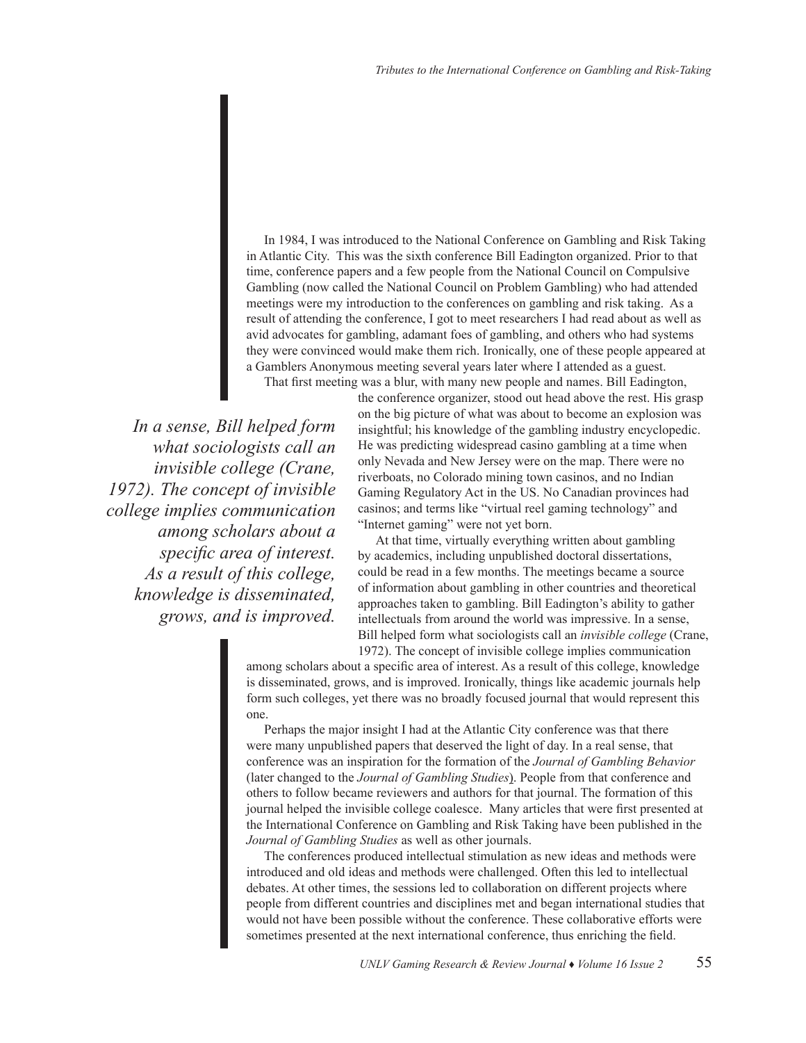In 1984, I was introduced to the National Conference on Gambling and Risk Taking in Atlantic City. This was the sixth conference Bill Eadington organized. Prior to that time, conference papers and a few people from the National Council on Compulsive Gambling (now called the National Council on Problem Gambling) who had attended meetings were my introduction to the conferences on gambling and risk taking. As a result of attending the conference, I got to meet researchers I had read about as well as avid advocates for gambling, adamant foes of gambling, and others who had systems they were convinced would make them rich. Ironically, one of these people appeared at a Gamblers Anonymous meeting several years later where I attended as a guest.

That first meeting was a blur, with many new people and names. Bill Eadington, the conference organizer, stood out head above the rest. His grasp on the big picture of what was about to become an explosion was insightful; his knowledge of the gambling industry encyclopedic. He was predicting widespread casino gambling at a time when only Nevada and New Jersey were on the map. There were no riverboats, no Colorado mining town casinos, and no Indian Gaming Regulatory Act in the US. No Canadian provinces had casinos; and terms like "virtual reel gaming technology" and "Internet gaming" were not yet born.

At that time, virtually everything written about gambling by academics, including unpublished doctoral dissertations, could be read in a few months. The meetings became a source of information about gambling in other countries and theoretical approaches taken to gambling. Bill Eadington's ability to gather intellectuals from around the world was impressive. In a sense, Bill helped form what sociologists call an *invisible college* (Crane, 1972). The concept of invisible college implies communication among scholars about a specific area of interest. As a result of this college, knowledge is disseminated, grows, and is improved. Ironically, things like academic journals help form such colleges, yet there was no broadly focused journal that would represent this one.

> *In a sense, Bill helped form what sociologists call an invisible college (Crane, 1972). The concept of invisible college implies communication among scholars about a specific area of interest. As a result of this college, knowledge is disseminated, grows, and is improved.*

Perhaps the major insight I had at the Atlantic City conference was that there were many unpublished papers that deserved the light of day. In a real sense, that conference was an inspiration for the formation of the *Journal of Gambling Behavior* (later changed to the *Journal of Gambling Studies*). People from that conference and others to follow became reviewers and authors for that journal. The formation of this journal helped the invisible college coalesce. Many articles that were first presented at the International Conference on Gambling and Risk Taking have been published in the *Journal of Gambling Studies* as well as other journals.

The conferences produced intellectual stimulation as new ideas and methods were introduced and old ideas and methods were challenged. Often this led to intellectual debates. At other times, the sessions led to collaboration on different projects where people from different countries and disciplines met and began international studies that would not have been possible without the conference. These collaborative efforts were sometimes presented at the next international conference, thus enriching the field.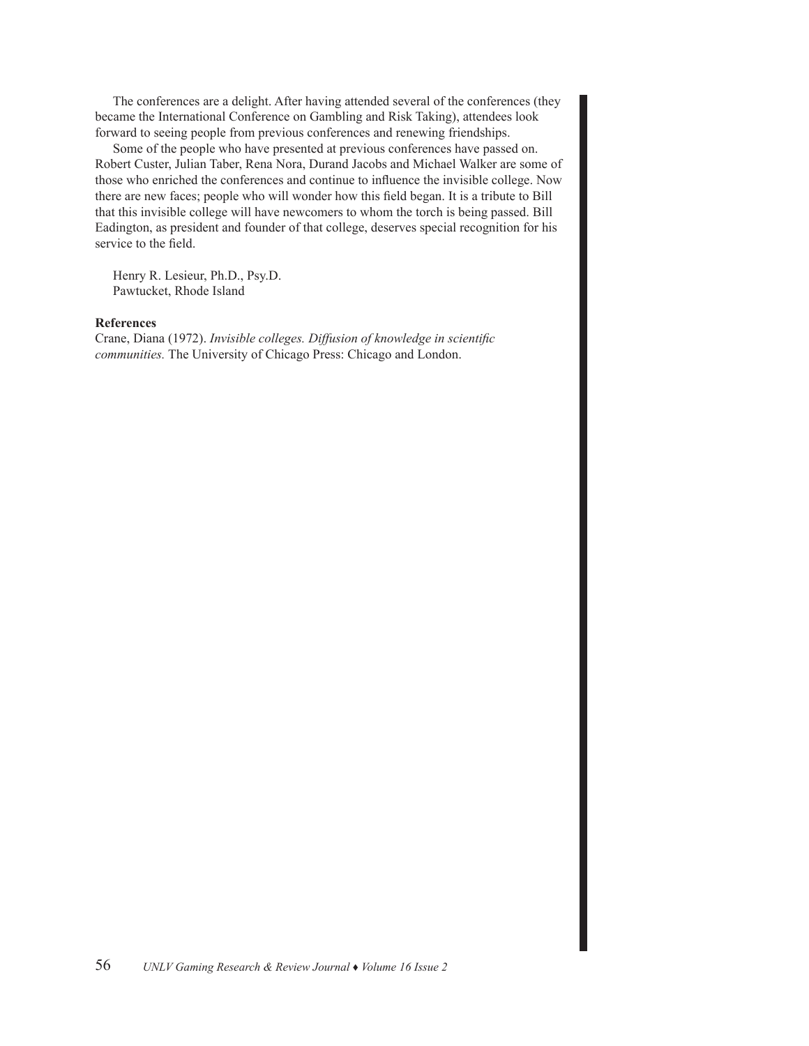The conferences are a delight. After having attended several of the conferences (they became the International Conference on Gambling and Risk Taking), attendees look forward to seeing people from previous conferences and renewing friendships.

Some of the people who have presented at previous conferences have passed on. Robert Custer, Julian Taber, Rena Nora, Durand Jacobs and Michael Walker are some of those who enriched the conferences and continue to influence the invisible college. Now there are new faces; people who will wonder how this field began. It is a tribute to Bill that this invisible college will have newcomers to whom the torch is being passed. Bill Eadington, as president and founder of that college, deserves special recognition for his service to the field.

Henry R. Lesieur, Ph.D., Psy.D.
Pawtucket, Rhode Island

**References**

Crane, Diana (1972). *Invisible colleges. Diffusion of knowledge in scientific communities.* The University of Chicago Press: Chicago and London.